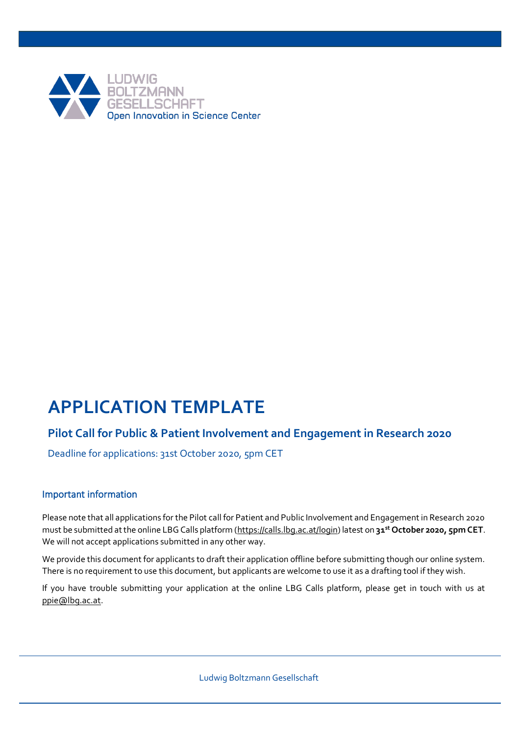LUDWIG
BOLTZMANN
GESELLSCHAFT
Open Innovation in Science Center

# APPLICATION TEMPLATE

## Pilot Call for Public & Patient Involvement and Engagement in Research 2020

Deadline for applications: 31st October 2020, 5pm CET

### Important information

Please note that all applications for the Pilot call for Patient and Public Involvement and Engagement in Research 2020 must be submitted at the online LBG Calls platform (https://calls.lbg.ac.at/login) latest on **31st October 2020, 5pm CET**. We will not accept applications submitted in any other way.

We provide this document for applicants to draft their application offline before submitting though our online system. There is no requirement to use this document, but applicants are welcome to use it as a drafting tool if they wish.

If you have trouble submitting your application at the online LBG Calls platform, please get in touch with us at ppie@lbg.ac.at.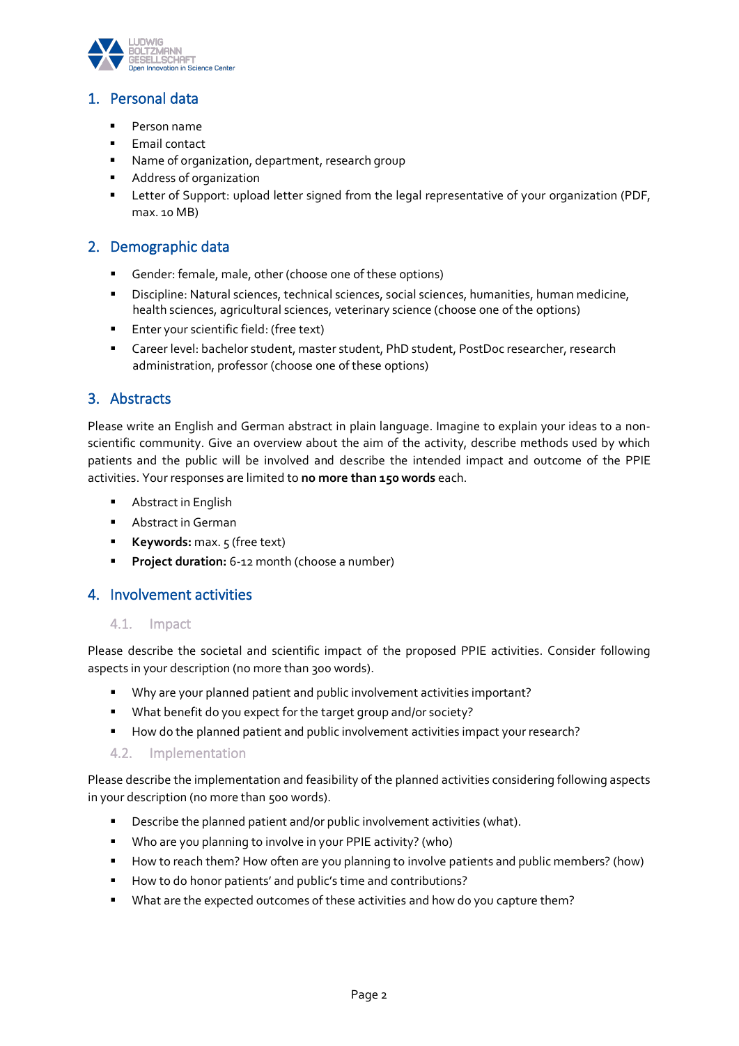## 1. Personal data

- Person name
- Email contact
- Name of organization, department, research group
- Address of organization
- Letter of Support: upload letter signed from the legal representative of your organization (PDF, max. 10 MB)

## 2. Demographic data

- Gender: female, male, other (choose one of these options)
- Discipline: Natural sciences, technical sciences, social sciences, humanities, human medicine, health sciences, agricultural sciences, veterinary science (choose one of the options)
- Enter your scientific field: (free text)
- Career level: bachelor student, master student, PhD student, PostDoc researcher, research administration, professor (choose one of these options)

## 3. Abstracts

Please write an English and German abstract in plain language. Imagine to explain your ideas to a non-scientific community. Give an overview about the aim of the activity, describe methods used by which patients and the public will be involved and describe the intended impact and outcome of the PPIE activities. Your responses are limited to **no more than 150 words** each.

- Abstract in English
- Abstract in German
- **Keywords:** max. 5 (free text)
- **Project duration:** 6-12 month (choose a number)

## 4. Involvement activities

### 4.1. Impact

Please describe the societal and scientific impact of the proposed PPIE activities. Consider following aspects in your description (no more than 300 words).

- Why are your planned patient and public involvement activities important?
- What benefit do you expect for the target group and/or society?
- How do the planned patient and public involvement activities impact your research?

### 4.2. Implementation

Please describe the implementation and feasibility of the planned activities considering following aspects in your description (no more than 500 words).

- Describe the planned patient and/or public involvement activities (what).
- Who are you planning to involve in your PPIE activity? (who)
- How to reach them? How often are you planning to involve patients and public members? (how)
- How to do honor patients' and public's time and contributions?
- What are the expected outcomes of these activities and how do you capture them?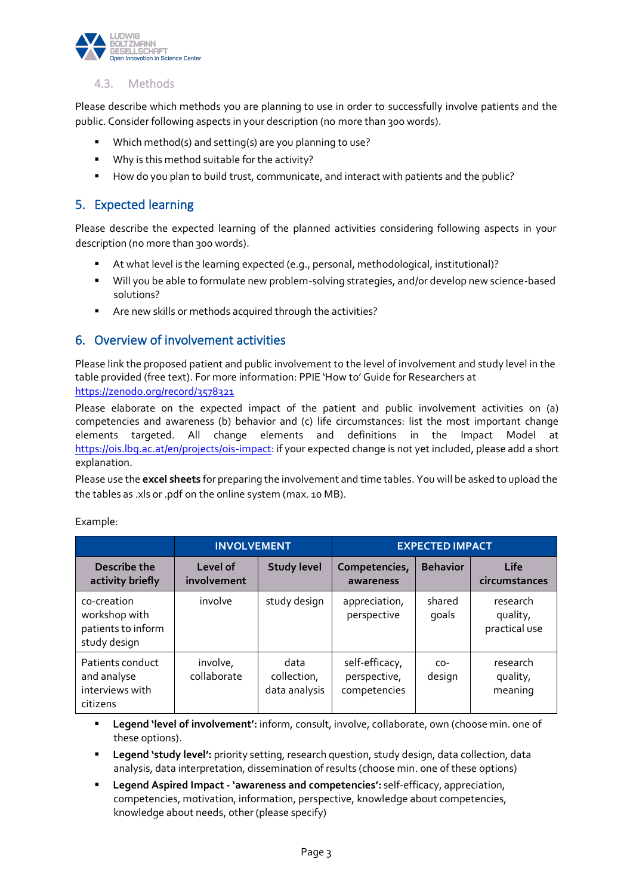### 4.3. Methods

Please describe which methods you are planning to use in order to successfully involve patients and the public. Consider following aspects in your description (no more than 300 words).

- Which method(s) and setting(s) are you planning to use?
- Why is this method suitable for the activity?
- How do you plan to build trust, communicate, and interact with patients and the public?

## 5. Expected learning

Please describe the expected learning of the planned activities considering following aspects in your description (no more than 300 words).

- At what level is the learning expected (e.g., personal, methodological, institutional)?
- Will you be able to formulate new problem-solving strategies, and/or develop new science-based solutions?
- Are new skills or methods acquired through the activities?

## 6. Overview of involvement activities

Please link the proposed patient and public involvement to the level of involvement and study level in the table provided (free text). For more information: PPIE 'How to' Guide for Researchers at https://zenodo.org/record/3578321

Please elaborate on the expected impact of the patient and public involvement activities on (a) competencies and awareness (b) behavior and (c) life circumstances: list the most important change elements targeted. All change elements and definitions in the Impact Model at https://ois.lbg.ac.at/en/projects/ois-impact: if your expected change is not yet included, please add a short explanation.

Please use the **excel sheets** for preparing the involvement and time tables. You will be asked to upload the the tables as .xls or .pdf on the online system (max. 10 MB).

Example:

| | INVOLVEMENT | | EXPECTED IMPACT | | |
|---|---|---|---|---|---|
| **Describe the activity briefly** | **Level of involvement** | **Study level** | **Competencies, awareness** | **Behavior** | **Life circumstances** |
| co-creation workshop with patients to inform study design | involve | study design | appreciation, perspective | shared goals | research quality, practical use |
| Patients conduct and analyse interviews with citizens | involve, collaborate | data collection, data analysis | self-efficacy, perspective, competencies | co-design | research quality, meaning |

- **Legend 'level of involvement':** inform, consult, involve, collaborate, own (choose min. one of these options).
- **Legend 'study level':** priority setting, research question, study design, data collection, data analysis, data interpretation, dissemination of results (choose min. one of these options)
- **Legend Aspired Impact - 'awareness and competencies':** self-efficacy, appreciation, competencies, motivation, information, perspective, knowledge about competencies, knowledge about needs, other (please specify)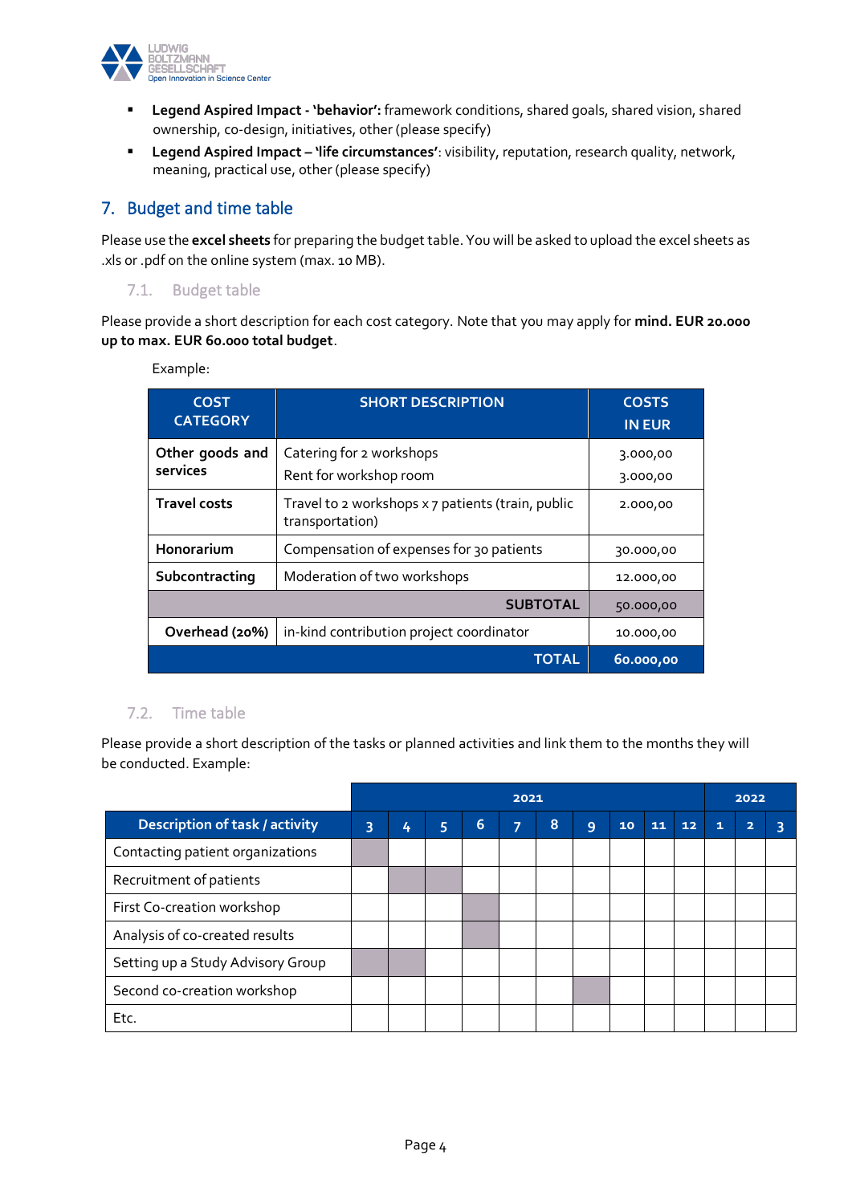- **Legend Aspired Impact - 'behavior':** framework conditions, shared goals, shared vision, shared ownership, co-design, initiatives, other (please specify)
- **Legend Aspired Impact – 'life circumstances'**: visibility, reputation, research quality, network, meaning, practical use, other (please specify)

## 7. Budget and time table

Please use the **excel sheets** for preparing the budget table. You will be asked to upload the excel sheets as .xls or .pdf on the online system (max. 10 MB).

### 7.1. Budget table

Please provide a short description for each cost category. Note that you may apply for **mind. EUR 20.000 up to max. EUR 60.000 total budget**.

Example:

| COST CATEGORY | SHORT DESCRIPTION | COSTS IN EUR |
|---|---|---|
| **Other goods and services** | Catering for 2 workshops | 3.000,00 |
| | Rent for workshop room | 3.000,00 |
| **Travel costs** | Travel to 2 workshops x 7 patients (train, public transportation) | 2.000,00 |
| **Honorarium** | Compensation of expenses for 30 patients | 30.000,00 |
| **Subcontracting** | Moderation of two workshops | 12.000,00 |
| | **SUBTOTAL** | 50.000,00 |
| **Overhead (20%)** | in-kind contribution project coordinator | 10.000,00 |
| | **TOTAL** | **60.000,00** |

### 7.2. Time table

Please provide a short description of the tasks or planned activities and link them to the months they will be conducted. Example:

| | 2021 | | | | | | | | | | 2022 | | |
|---|---|---|---|---|---|---|---|---|---|---|---|---|---|
| **Description of task / activity** | 3 | 4 | 5 | 6 | 7 | 8 | 9 | 10 | 11 | 12 | 1 | 2 | 3 |
| Contacting patient organizations | | | | | | | | | | | | | |
| Recruitment of patients | | | | | | | | | | | | | |
| First Co-creation workshop | | | | | | | | | | | | | |
| Analysis of co-created results | | | | | | | | | | | | | |
| Setting up a Study Advisory Group | | | | | | | | | | | | | |
| Second co-creation workshop | | | | | | | | | | | | | |
| Etc. | | | | | | | | | | | | | |